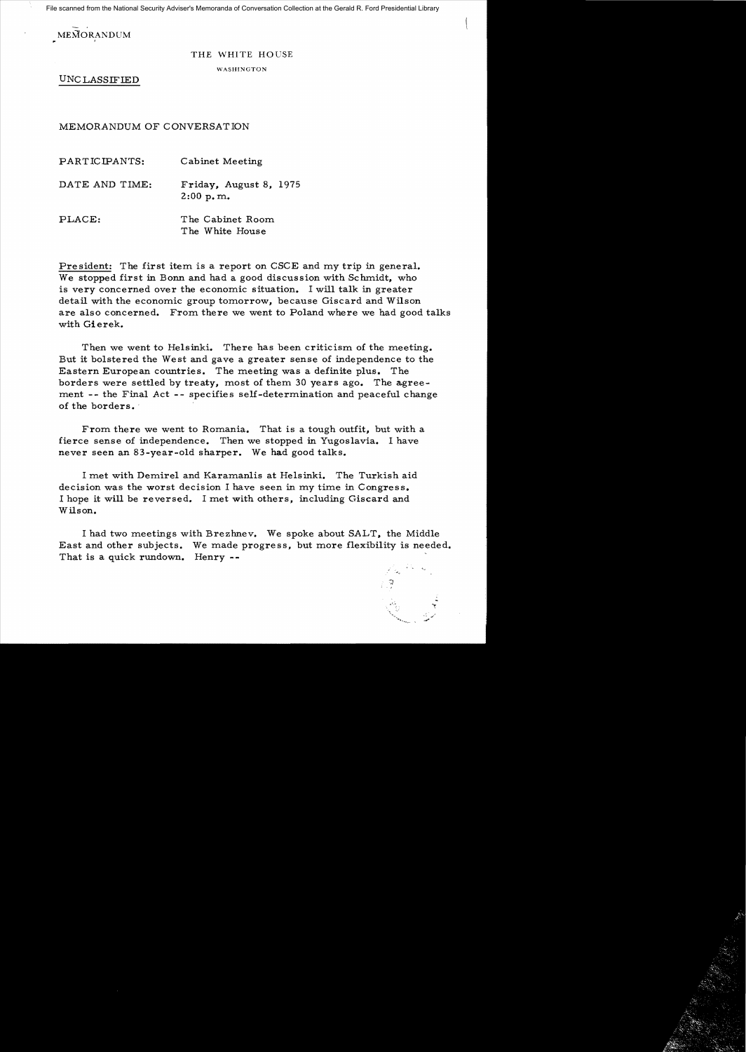MEMORANDUM

THE WHITE HOUSE

WASHINGTON

UNCLASSIFIED

MEMORANDUM OF CONVERSATION

| | |
|---|---|
| PARTICIPANTS: | Cabinet Meeting |
| DATE AND TIME: | Friday, August 8, 1975<br>2:00 p.m. |
| PLACE: | The Cabinet Room<br>The White House |

President: The first item is a report on CSCE and my trip in general. We stopped first in Bonn and had a good discussion with Schmidt, who is very concerned over the economic situation. I will talk in greater detail with the economic group tomorrow, because Giscard and Wilson are also concerned. From there we went to Poland where we had good talks with Gierek.

Then we went to Helsinki. There has been criticism of the meeting. But it bolstered the West and gave a greater sense of independence to the Eastern European countries. The meeting was a definite plus. The borders were settled by treaty, most of them 30 years ago. The agreement -- the Final Act -- specifies self-determination and peaceful change of the borders.

From there we went to Romania. That is a tough outfit, but with a fierce sense of independence. Then we stopped in Yugoslavia. I have never seen an 83-year-old sharper. We had good talks.

I met with Demirel and Karamanlis at Helsinki. The Turkish aid decision was the worst decision I have seen in my time in Congress. I hope it will be reversed. I met with others, including Giscard and Wilson.

I had two meetings with Brezhnev. We spoke about SALT, the Middle East and other subjects. We made progress, but more flexibility is needed. That is a quick rundown. Henry --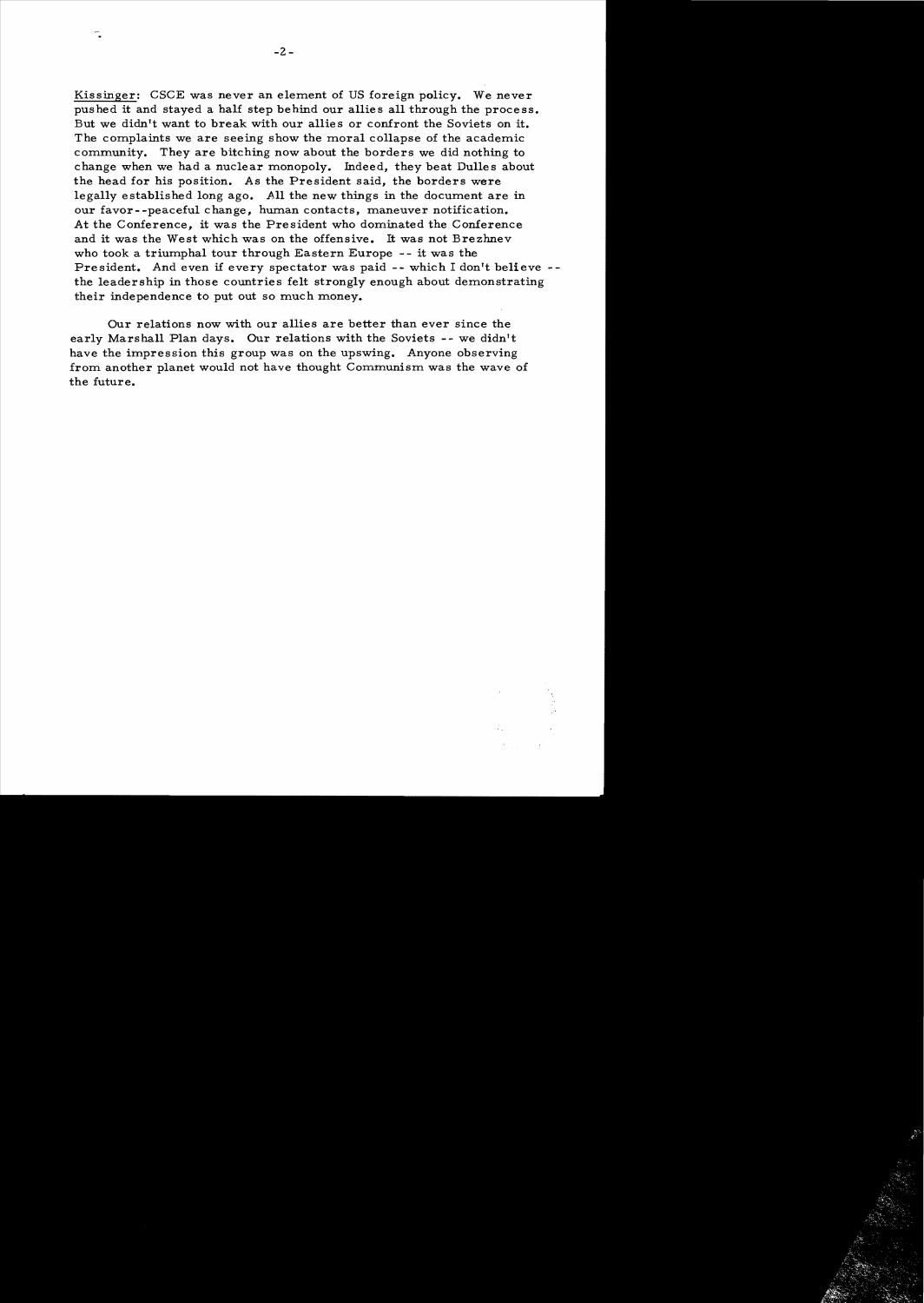Kissinger: CSCE was never an element of US foreign policy. We never pushed it and stayed a half step behind our allies all through the process. But we didn't want to break with our allies or confront the Soviets on it. The complaints we are seeing show the moral collapse of the academic community. They are bitching now about the borders we did nothing to change when we had a nuclear monopoly. Indeed, they beat Dulles about the head for his position. As the President said, the borders were legally established long ago. All the new things in the document are in our favor--peaceful change, human contacts, maneuver notification. At the Conference, it was the President who dominated the Conference and it was the West which was on the offensive. It was not Brezhnev who took a triumphal tour through Eastern Europe -- it was the President. And even if every spectator was paid -- which I don't believe -- the leadership in those countries felt strongly enough about demonstrating their independence to put out so much money.

Our relations now with our allies are better than ever since the early Marshall Plan days. Our relations with the Soviets -- we didn't have the impression this group was on the upswing. Anyone observing from another planet would not have thought Communism was the wave of the future.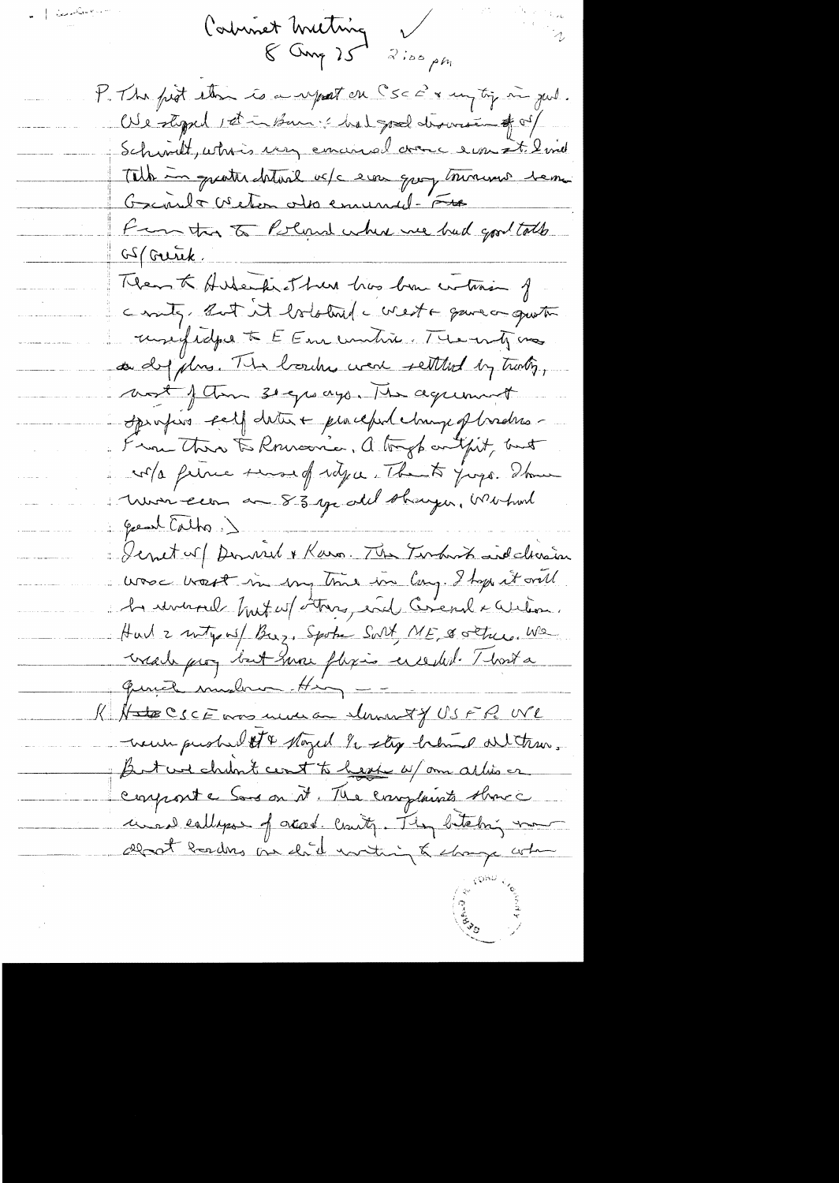Cabinet Meeting ✓
8 Aug 75 2:00 pm

P. The first item is a report on CSCE & my trip in gen'l. We stopped 1st in Bonn & had good discussion w/ Schmidt, who is very concerned over economic sit. I said talk in greater detail w/c even group tomorrow here. Giscard & Wilson also concerned. From there to Poland where we had good talk w/ Gierek.

Then to Helsinki. There has been criticism of the summit. But it isolated the West & gave a great many freedoms to EE countries. The unity was a deep plus. The borders were settled by treaty, most of them 30 years ago. The agreement specifies self determination & peaceful change of borders. From there to Romania. A tough outfit, but w/a fierce sense of independence. Then to Yugo. I have never seen an 83 yr old sharper. We had good talks.

I met w/ Demirel & Karamanlis. The Turkish aid decision was worst in my time in Cong. I hope it will be reversed but w/ others, incl Giscard & Wilson. Had 2 mtgs w/ Brezh. Spoke SALT, ME, & others. We made prog but more progress needed. That's a quick rundown. Henry —

K. The CSCE was never an element of US FP. We never pushed it & stayed 1/2 step behind all others. But we didn't want to have to confront the Sov on it. The complaints show a[n] unusual collapse of intell. clarity. They bitching now about borders and did nothing to change when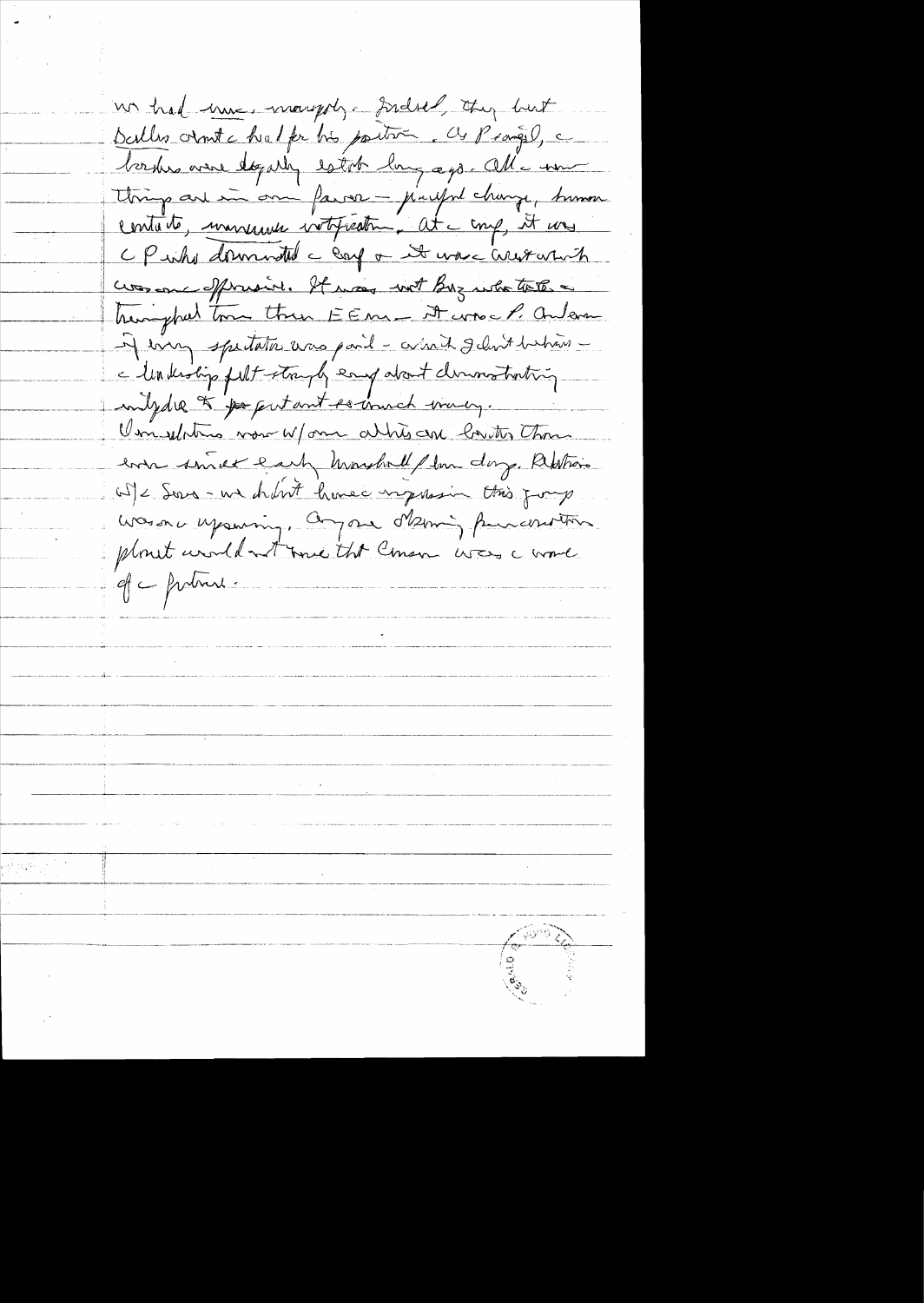we had the monopoly. Indeed, they had
Dallas asked the hall for his position. As I recall, the
borders were legally established long ago. All the other
things are in our favor — peaceful change, human
contacts, maximum notification. At the conf, it was
the P who dominated the conf & it was the west which
was on the offensive. It was not Brez who took the
triumphal tour thru EE — it was the P. And even
if every spectator was paid — which I don't believe —
the leadership felt strongly enough about demonstrating
willingness to spend so much money.
Our relations now w/ our allies are better than
ever since early Marshall Plan days. Relations
w/ the Sovs — we didn't have the impression this group
was overwhelming. Anyone observing from another
planet would not think that Comm was the wave
of the future.